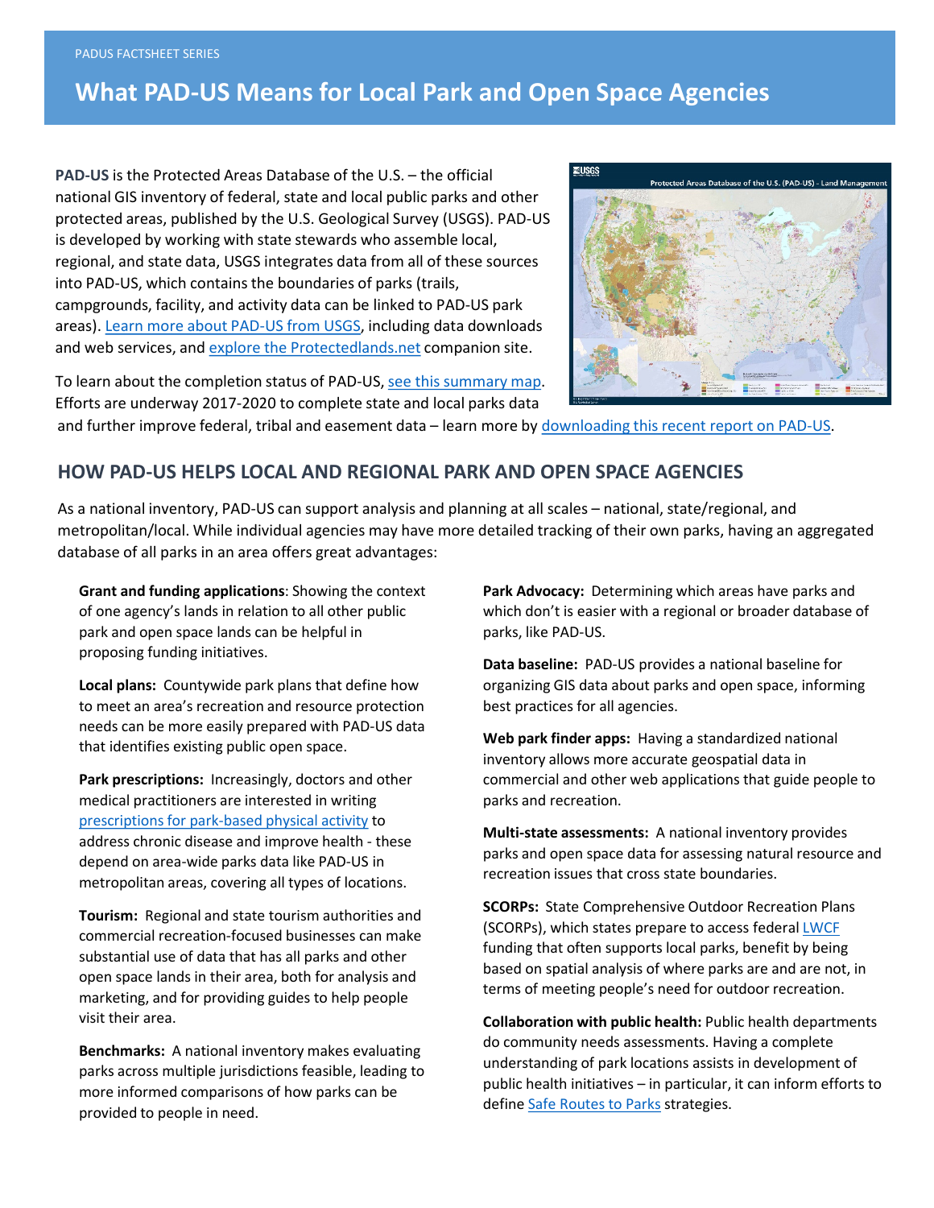PADUS FACTSHEET SERIES

# What PAD-US Means for Local Park and Open Space Agencies

**PAD-US** is the Protected Areas Database of the U.S. – the official national GIS inventory of federal, state and local public parks and other protected areas, published by the U.S. Geological Survey (USGS). PAD-US is developed by working with state stewards who assemble local, regional, and state data, USGS integrates data from all of these sources into PAD-US, which contains the boundaries of parks (trails, campgrounds, facility, and activity data can be linked to PAD-US park areas). Learn more about PAD-US from USGS, including data downloads and web services, and explore the Protectedlands.net companion site.

To learn about the completion status of PAD-US, see this summary map. Efforts are underway 2017-2020 to complete state and local parks data and further improve federal, tribal and easement data – learn more by downloading this recent report on PAD-US.

## HOW PAD-US HELPS LOCAL AND REGIONAL PARK AND OPEN SPACE AGENCIES

As a national inventory, PAD-US can support analysis and planning at all scales – national, state/regional, and metropolitan/local. While individual agencies may have more detailed tracking of their own parks, having an aggregated database of all parks in an area offers great advantages:

**Grant and funding applications**: Showing the context of one agency's lands in relation to all other public park and open space lands can be helpful in proposing funding initiatives.

**Local plans:** Countywide park plans that define how to meet an area's recreation and resource protection needs can be more easily prepared with PAD-US data that identifies existing public open space.

**Park prescriptions:** Increasingly, doctors and other medical practitioners are interested in writing prescriptions for park-based physical activity to address chronic disease and improve health - these depend on area-wide parks data like PAD-US in metropolitan areas, covering all types of locations.

**Tourism:** Regional and state tourism authorities and commercial recreation-focused businesses can make substantial use of data that has all parks and other open space lands in their area, both for analysis and marketing, and for providing guides to help people visit their area.

**Benchmarks:** A national inventory makes evaluating parks across multiple jurisdictions feasible, leading to more informed comparisons of how parks can be provided to people in need.

**Park Advocacy:** Determining which areas have parks and which don't is easier with a regional or broader database of parks, like PAD-US.

**Data baseline:** PAD-US provides a national baseline for organizing GIS data about parks and open space, informing best practices for all agencies.

**Web park finder apps:** Having a standardized national inventory allows more accurate geospatial data in commercial and other web applications that guide people to parks and recreation.

**Multi-state assessments:** A national inventory provides parks and open space data for assessing natural resource and recreation issues that cross state boundaries.

**SCORPs:** State Comprehensive Outdoor Recreation Plans (SCORPs), which states prepare to access federal LWCF funding that often supports local parks, benefit by being based on spatial analysis of where parks are and are not, in terms of meeting people's need for outdoor recreation.

**Collaboration with public health:** Public health departments do community needs assessments. Having a complete understanding of park locations assists in development of public health initiatives – in particular, it can inform efforts to define Safe Routes to Parks strategies.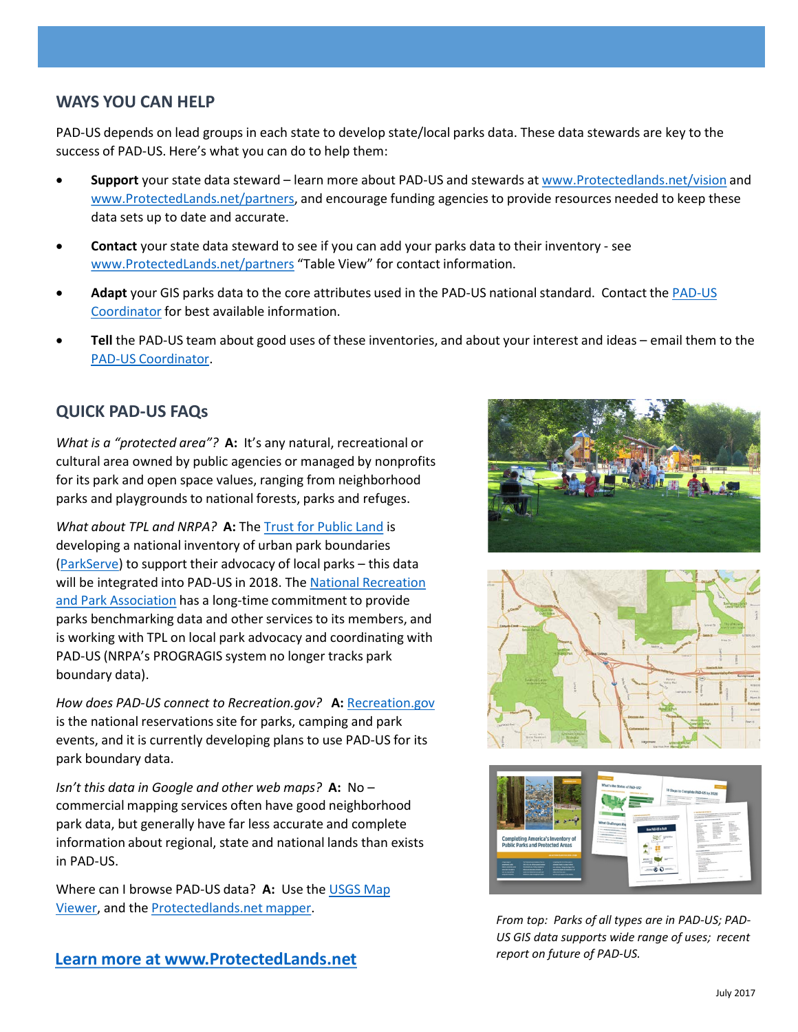## WAYS YOU CAN HELP

PAD-US depends on lead groups in each state to develop state/local parks data. These data stewards are key to the success of PAD-US. Here's what you can do to help them:

- **Support** your state data steward – learn more about PAD-US and stewards at www.Protectedlands.net/vision and www.ProtectedLands.net/partners, and encourage funding agencies to provide resources needed to keep these data sets up to date and accurate.
- **Contact** your state data steward to see if you can add your parks data to their inventory - see www.ProtectedLands.net/partners "Table View" for contact information.
- **Adapt** your GIS parks data to the core attributes used in the PAD-US national standard. Contact the PAD-US Coordinator for best available information.
- **Tell** the PAD-US team about good uses of these inventories, and about your interest and ideas – email them to the PAD-US Coordinator.

## QUICK PAD-US FAQs

*What is a "protected area"?* **A:** It's any natural, recreational or cultural area owned by public agencies or managed by nonprofits for its park and open space values, ranging from neighborhood parks and playgrounds to national forests, parks and refuges.

*What about TPL and NRPA?* **A:** The Trust for Public Land is developing a national inventory of urban park boundaries (ParkServe) to support their advocacy of local parks – this data will be integrated into PAD-US in 2018. The National Recreation and Park Association has a long-time commitment to provide parks benchmarking data and other services to its members, and is working with TPL on local park advocacy and coordinating with PAD-US (NRPA's PROGRAGIS system no longer tracks park boundary data).

*How does PAD-US connect to Recreation.gov?* **A:** Recreation.gov is the national reservations site for parks, camping and park events, and it is currently developing plans to use PAD-US for its park boundary data.

*Isn't this data in Google and other web maps?* **A:** No – commercial mapping services often have good neighborhood park data, but generally have far less accurate and complete information about regional, state and national lands than exists in PAD-US.

Where can I browse PAD-US data? **A:** Use the USGS Map Viewer, and the Protectedlands.net mapper.

**Learn more at www.ProtectedLands.net**

*From top: Parks of all types are in PAD-US; PAD-US GIS data supports wide range of uses; recent report on future of PAD-US.*

July 2017